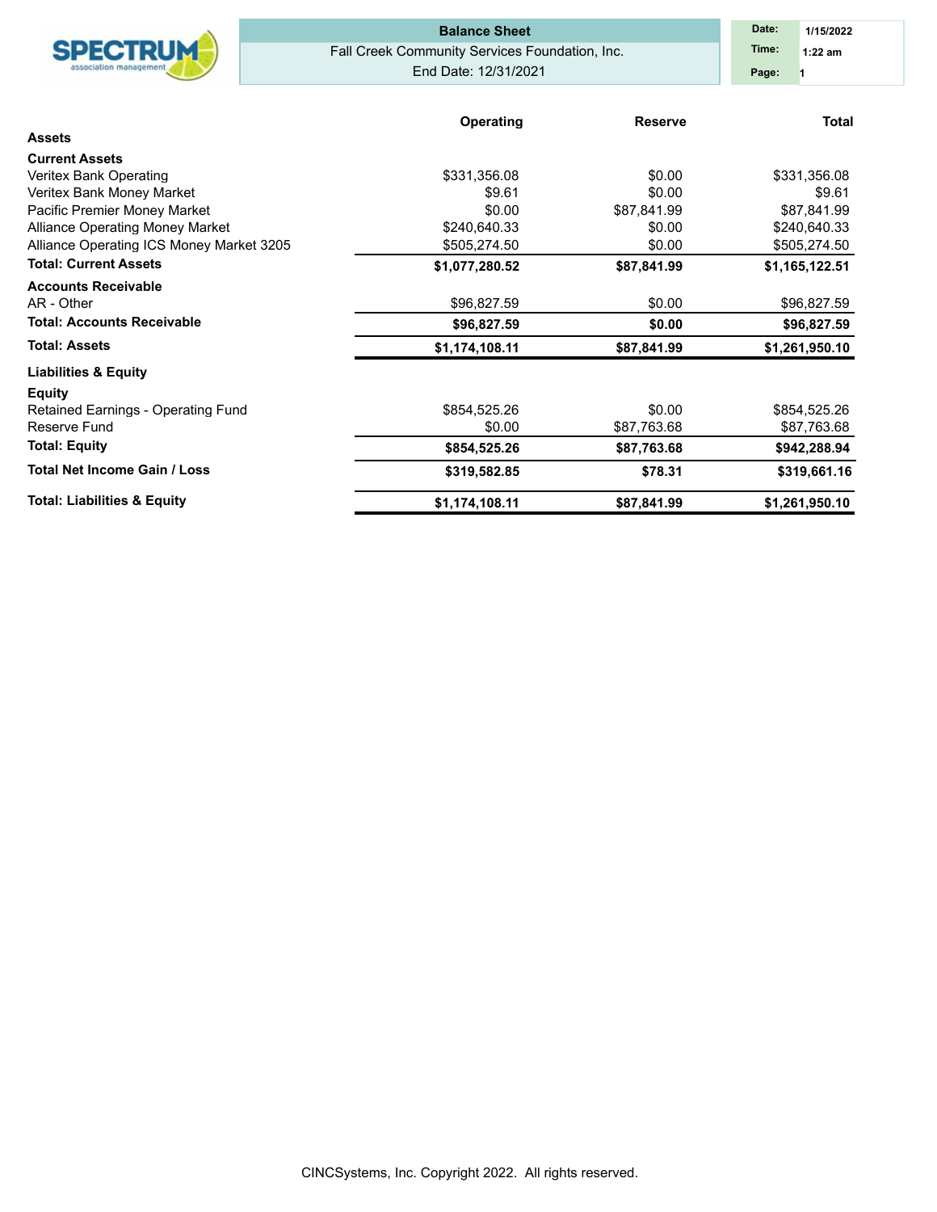SPECTRUM association management

**Balance Sheet**

Fall Creek Community Services Foundation, Inc.

End Date: 12/31/2021

| Date: | 1/15/2022 |
|---|---|
| Time: | 1:22 am |
| Page: | 1 |

| | Operating | Reserve | Total |
|---|---|---|---|
| **Assets** | | | |
| **Current Assets** | | | |
| Veritex Bank Operating | $331,356.08 | $0.00 | $331,356.08 |
| Veritex Bank Money Market | $9.61 | $0.00 | $9.61 |
| Pacific Premier Money Market | $0.00 | $87,841.99 | $87,841.99 |
| Alliance Operating Money Market | $240,640.33 | $0.00 | $240,640.33 |
| Alliance Operating ICS Money Market 3205 | $505,274.50 | $0.00 | $505,274.50 |
| **Total: Current Assets** | **$1,077,280.52** | **$87,841.99** | **$1,165,122.51** |
| **Accounts Receivable** | | | |
| AR - Other | $96,827.59 | $0.00 | $96,827.59 |
| **Total: Accounts Receivable** | **$96,827.59** | **$0.00** | **$96,827.59** |
| **Total: Assets** | **$1,174,108.11** | **$87,841.99** | **$1,261,950.10** |
| **Liabilities & Equity** | | | |
| **Equity** | | | |
| Retained Earnings - Operating Fund | $854,525.26 | $0.00 | $854,525.26 |
| Reserve Fund | $0.00 | $87,763.68 | $87,763.68 |
| **Total: Equity** | **$854,525.26** | **$87,763.68** | **$942,288.94** |
| **Total Net Income Gain / Loss** | **$319,582.85** | **$78.31** | **$319,661.16** |
| **Total: Liabilities & Equity** | **$1,174,108.11** | **$87,841.99** | **$1,261,950.10** |

CINCSystems, Inc. Copyright 2022. All rights reserved.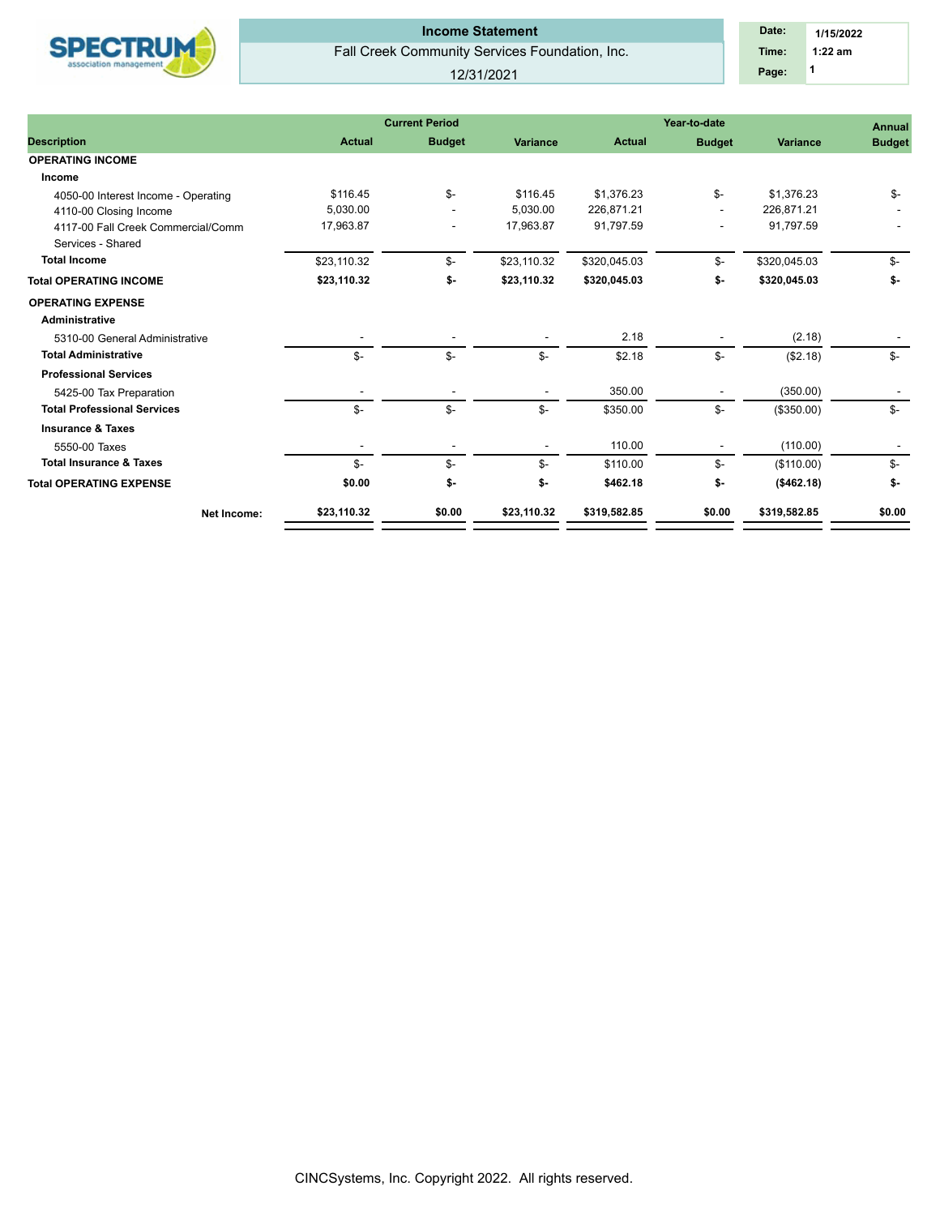**Income Statement**

Fall Creek Community Services Foundation, Inc.

12/31/2021

| | |
|---|---|
| Date: | 1/15/2022 |
| Time: | 1:22 am |
| Page: | 1 |

| | Current Period | | | Year-to-date | | | Annual |
|---|---|---|---|---|---|---|---|
| **Description** | **Actual** | **Budget** | **Variance** | **Actual** | **Budget** | **Variance** | **Budget** |
| **OPERATING INCOME** | | | | | | | |
| **Income** | | | | | | | |
| 4050-00 Interest Income - Operating | $116.45 | $- | $116.45 | $1,376.23 | $- | $1,376.23 | $- |
| 4110-00 Closing Income | 5,030.00 | - | 5,030.00 | 226,871.21 | - | 226,871.21 | - |
| 4117-00 Fall Creek Commercial/Comm Services - Shared | 17,963.87 | - | 17,963.87 | 91,797.59 | - | 91,797.59 | - |
| **Total Income** | $23,110.32 | $- | $23,110.32 | $320,045.03 | $- | $320,045.03 | $- |
| **Total OPERATING INCOME** | **$23,110.32** | **$-** | **$23,110.32** | **$320,045.03** | **$-** | **$320,045.03** | **$-** |
| **OPERATING EXPENSE** | | | | | | | |
| **Administrative** | | | | | | | |
| 5310-00 General Administrative | - | - | - | 2.18 | - | (2.18) | - |
| **Total Administrative** | $- | $- | $- | $2.18 | $- | ($2.18) | $- |
| **Professional Services** | | | | | | | |
| 5425-00 Tax Preparation | - | - | - | 350.00 | - | (350.00) | - |
| **Total Professional Services** | $- | $- | $- | $350.00 | $- | ($350.00) | $- |
| **Insurance & Taxes** | | | | | | | |
| 5550-00 Taxes | - | - | - | 110.00 | - | (110.00) | - |
| **Total Insurance & Taxes** | $- | $- | $- | $110.00 | $- | ($110.00) | $- |
| **Total OPERATING EXPENSE** | **$0.00** | **$-** | **$-** | **$462.18** | **$-** | **($462.18)** | **$-** |
| **Net Income:** | **$23,110.32** | **$0.00** | **$23,110.32** | **$319,582.85** | **$0.00** | **$319,582.85** | **$0.00** |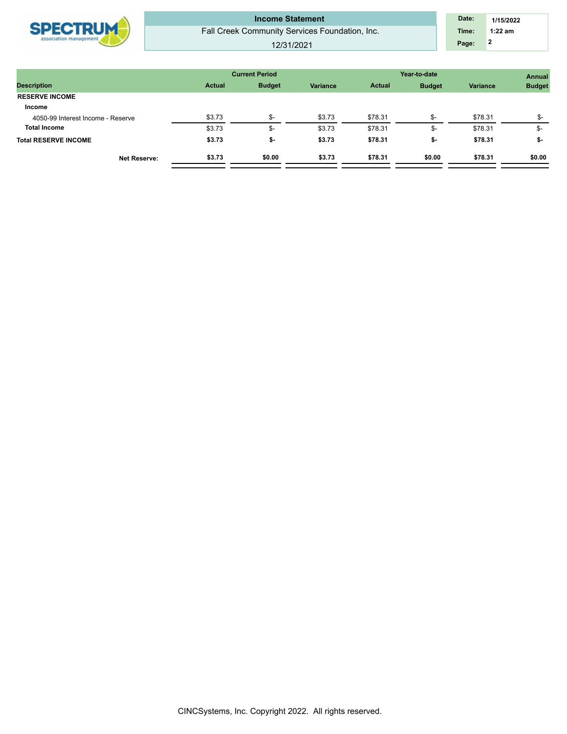# Income Statement

Fall Creek Community Services Foundation, Inc.

12/31/2021

| | Current Period | | | Year-to-date | | | Annual |
|---|---|---|---|---|---|---|---|
| **Description** | **Actual** | **Budget** | **Variance** | **Actual** | **Budget** | **Variance** | **Budget** |
| **RESERVE INCOME** | | | | | | | |
| **Income** | | | | | | | |
| 4050-99 Interest Income - Reserve | $3.73 | $- | $3.73 | $78.31 | $- | $78.31 | $- |
| **Total Income** | $3.73 | $- | $3.73 | $78.31 | $- | $78.31 | $- |
| **Total RESERVE INCOME** | **$3.73** | **$-** | **$3.73** | **$78.31** | **$-** | **$78.31** | **$-** |
| **Net Reserve:** | **$3.73** | **$0.00** | **$3.73** | **$78.31** | **$0.00** | **$78.31** | **$0.00** |

CINCSystems, Inc. Copyright 2022. All rights reserved.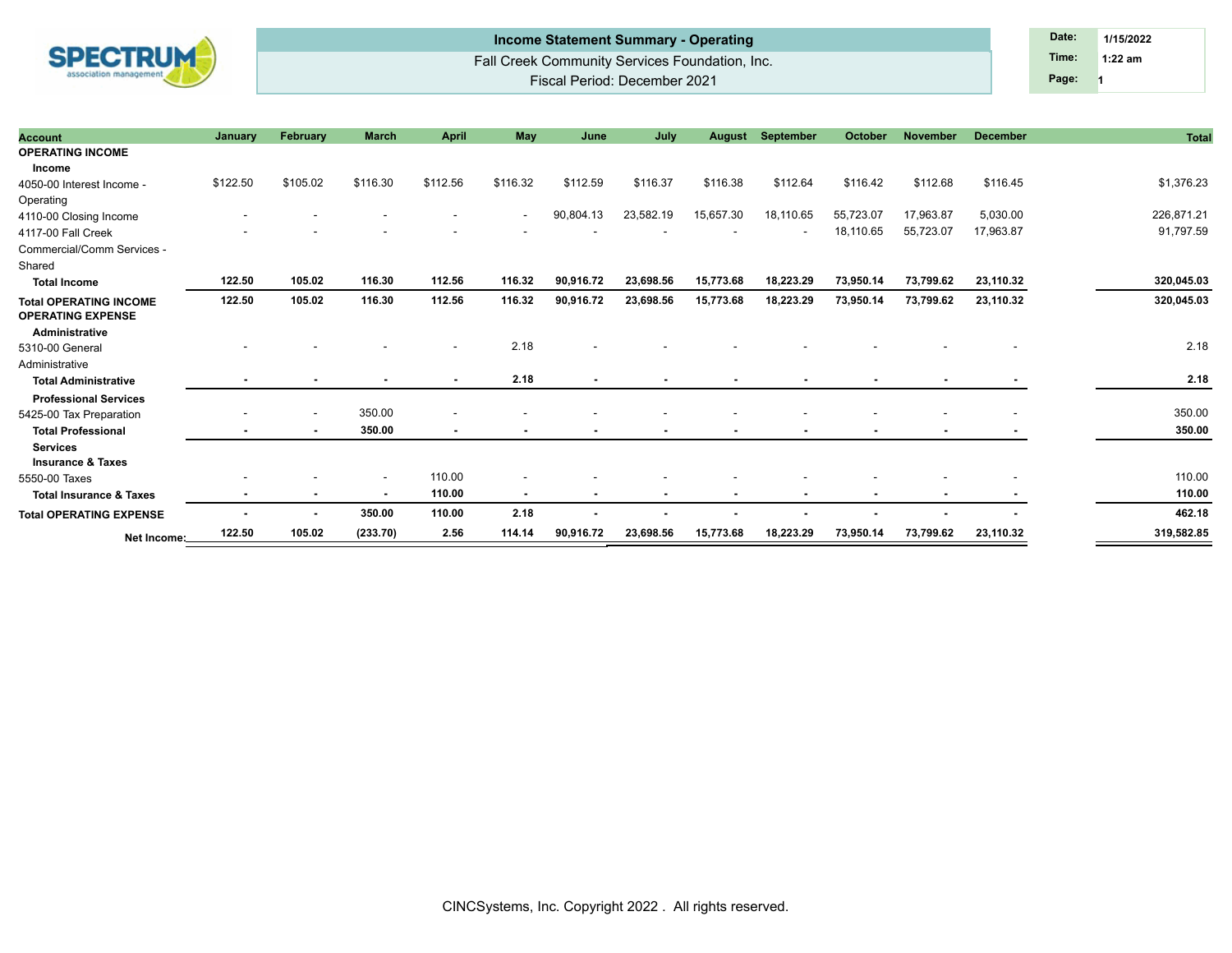**Income Statement Summary - Operating**

Fall Creek Community Services Foundation, Inc.

Fiscal Period: December 2021

| Date: | 1/15/2022 |
|---|---|
| Time: | 1:22 am |
| Page: | 1 |

| Account | January | February | March | April | May | June | July | August | September | October | November | December | Total |
|---|---|---|---|---|---|---|---|---|---|---|---|---|---|
| **OPERATING INCOME** | | | | | | | | | | | | | |
| **Income** | | | | | | | | | | | | | |
| 4050-00 Interest Income - Operating | $122.50 | $105.02 | $116.30 | $112.56 | $116.32 | $112.59 | $116.37 | $116.38 | $112.64 | $116.42 | $112.68 | $116.45 | $1,376.23 |
| 4110-00 Closing Income | - | - | - | - | - | 90,804.13 | 23,582.19 | 15,657.30 | 18,110.65 | 55,723.07 | 17,963.87 | 5,030.00 | 226,871.21 |
| 4117-00 Fall Creek Commercial/Comm Services - Shared | - | - | - | - | - | - | - | - | - | 18,110.65 | 55,723.07 | 17,963.87 | 91,797.59 |
| **Total Income** | **122.50** | **105.02** | **116.30** | **112.56** | **116.32** | **90,916.72** | **23,698.56** | **15,773.68** | **18,223.29** | **73,950.14** | **73,799.62** | **23,110.32** | **320,045.03** |
| **Total OPERATING INCOME** | **122.50** | **105.02** | **116.30** | **112.56** | **116.32** | **90,916.72** | **23,698.56** | **15,773.68** | **18,223.29** | **73,950.14** | **73,799.62** | **23,110.32** | **320,045.03** |
| **OPERATING EXPENSE** | | | | | | | | | | | | | |
| **Administrative** | | | | | | | | | | | | | |
| 5310-00 General Administrative | - | - | - | - | 2.18 | - | - | - | - | - | - | - | 2.18 |
| **Total Administrative** | **-** | **-** | **-** | **-** | **2.18** | **-** | **-** | **-** | **-** | **-** | **-** | **-** | **2.18** |
| **Professional Services** | | | | | | | | | | | | | |
| 5425-00 Tax Preparation | - | - | 350.00 | - | - | - | - | - | - | - | - | - | 350.00 |
| **Total Professional Services** | **-** | **-** | **350.00** | **-** | **-** | **-** | **-** | **-** | **-** | **-** | **-** | **-** | **350.00** |
| **Insurance & Taxes** | | | | | | | | | | | | | |
| 5550-00 Taxes | - | - | - | 110.00 | - | - | - | - | - | - | - | - | 110.00 |
| **Total Insurance & Taxes** | **-** | **-** | **-** | **110.00** | **-** | **-** | **-** | **-** | **-** | **-** | **-** | **-** | **110.00** |
| **Total OPERATING EXPENSE** | **-** | **-** | **350.00** | **110.00** | **2.18** | **-** | **-** | **-** | **-** | **-** | **-** | **-** | **462.18** |
| **Net Income:** | **122.50** | **105.02** | **(233.70)** | **2.56** | **114.14** | **90,916.72** | **23,698.56** | **15,773.68** | **18,223.29** | **73,950.14** | **73,799.62** | **23,110.32** | **319,582.85** |

CINCSystems, Inc. Copyright 2022 . All rights reserved.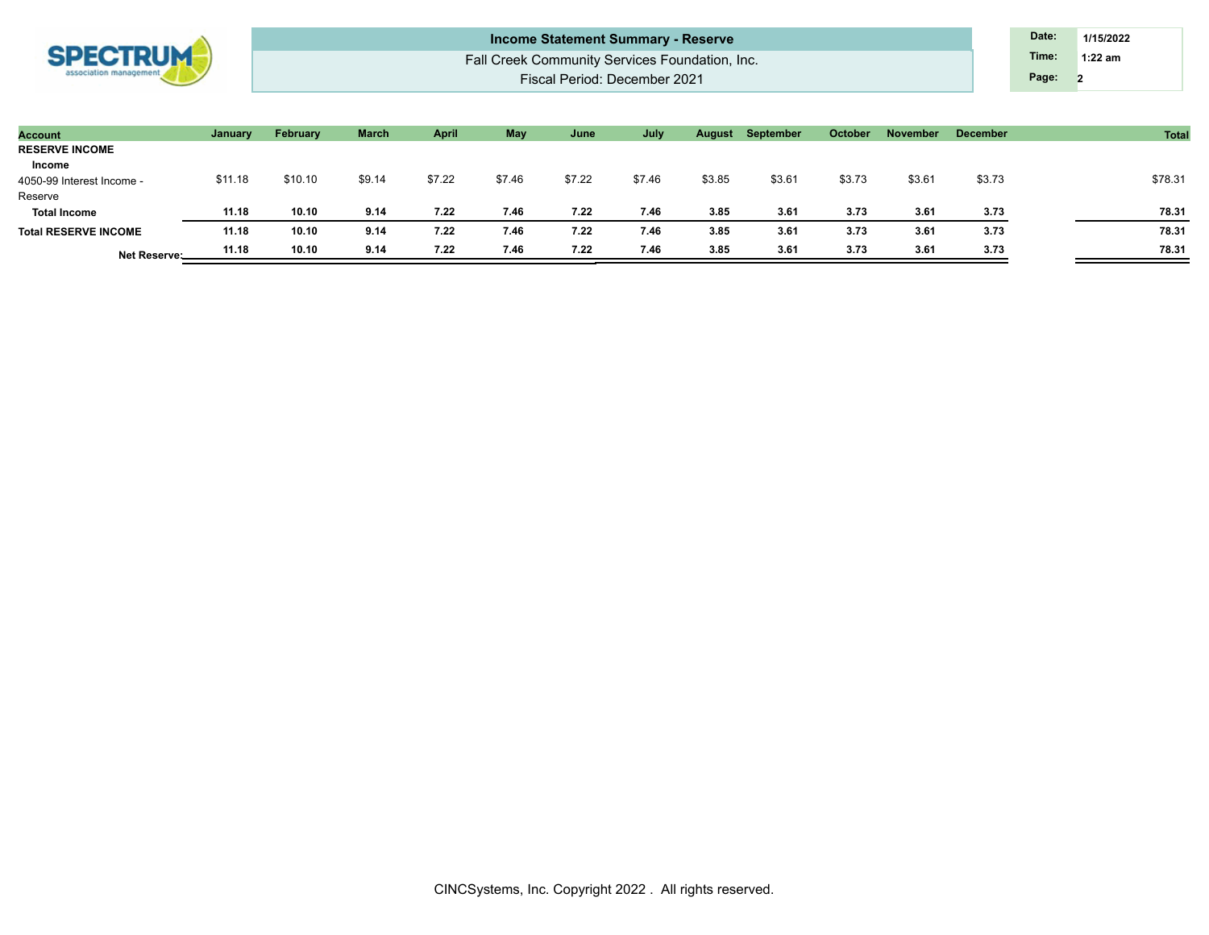# Income Statement Summary - Reserve

Fall Creek Community Services Foundation, Inc.

Fiscal Period: December 2021

| | |
|---|---|
| Date: | 1/15/2022 |
| Time: | 1:22 am |
| Page: | 2 |

| Account | January | February | March | April | May | June | July | August | September | October | November | December | Total |
|---|---|---|---|---|---|---|---|---|---|---|---|---|---|
| **RESERVE INCOME** | | | | | | | | | | | | | |
| **Income** | | | | | | | | | | | | | |
| 4050-99 Interest Income - Reserve | $11.18 | $10.10 | $9.14 | $7.22 | $7.46 | $7.22 | $7.46 | $3.85 | $3.61 | $3.73 | $3.61 | $3.73 | $78.31 |
| **Total Income** | **11.18** | **10.10** | **9.14** | **7.22** | **7.46** | **7.22** | **7.46** | **3.85** | **3.61** | **3.73** | **3.61** | **3.73** | **78.31** |
| **Total RESERVE INCOME** | **11.18** | **10.10** | **9.14** | **7.22** | **7.46** | **7.22** | **7.46** | **3.85** | **3.61** | **3.73** | **3.61** | **3.73** | **78.31** |
| **Net Reserve:** | **11.18** | **10.10** | **9.14** | **7.22** | **7.46** | **7.22** | **7.46** | **3.85** | **3.61** | **3.73** | **3.61** | **3.73** | **78.31** |

CINCSystems, Inc. Copyright 2022 . All rights reserved.